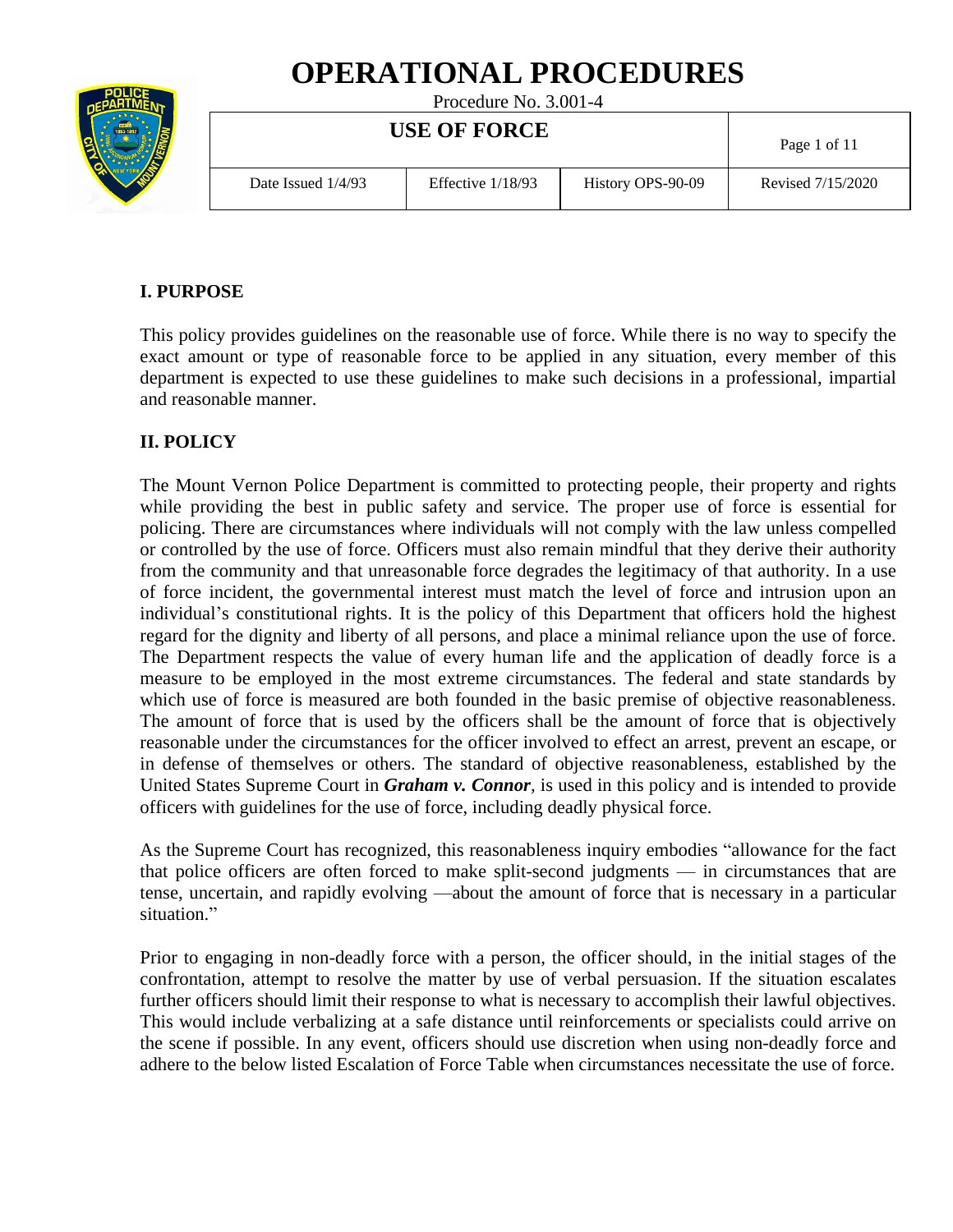# OPERATIONAL PROCEDURES

Procedure No. 3.001-4

| USE OF FORCE | | | |
|---|---|---|---|
| Date Issued 1/4/93 | Effective 1/18/93 | History OPS-90-09 | Revised 7/15/2020 |

## I. PURPOSE

This policy provides guidelines on the reasonable use of force. While there is no way to specify the exact amount or type of reasonable force to be applied in any situation, every member of this department is expected to use these guidelines to make such decisions in a professional, impartial and reasonable manner.

## II. POLICY

The Mount Vernon Police Department is committed to protecting people, their property and rights while providing the best in public safety and service. The proper use of force is essential for policing. There are circumstances where individuals will not comply with the law unless compelled or controlled by the use of force. Officers must also remain mindful that they derive their authority from the community and that unreasonable force degrades the legitimacy of that authority. In a use of force incident, the governmental interest must match the level of force and intrusion upon an individual's constitutional rights. It is the policy of this Department that officers hold the highest regard for the dignity and liberty of all persons, and place a minimal reliance upon the use of force. The Department respects the value of every human life and the application of deadly force is a measure to be employed in the most extreme circumstances. The federal and state standards by which use of force is measured are both founded in the basic premise of objective reasonableness. The amount of force that is used by the officers shall be the amount of force that is objectively reasonable under the circumstances for the officer involved to effect an arrest, prevent an escape, or in defense of themselves or others. The standard of objective reasonableness, established by the United States Supreme Court in ***Graham v. Connor***, is used in this policy and is intended to provide officers with guidelines for the use of force, including deadly physical force.

As the Supreme Court has recognized, this reasonableness inquiry embodies "allowance for the fact that police officers are often forced to make split-second judgments — in circumstances that are tense, uncertain, and rapidly evolving —about the amount of force that is necessary in a particular situation."

Prior to engaging in non-deadly force with a person, the officer should, in the initial stages of the confrontation, attempt to resolve the matter by use of verbal persuasion. If the situation escalates further officers should limit their response to what is necessary to accomplish their lawful objectives. This would include verbalizing at a safe distance until reinforcements or specialists could arrive on the scene if possible. In any event, officers should use discretion when using non-deadly force and adhere to the below listed Escalation of Force Table when circumstances necessitate the use of force.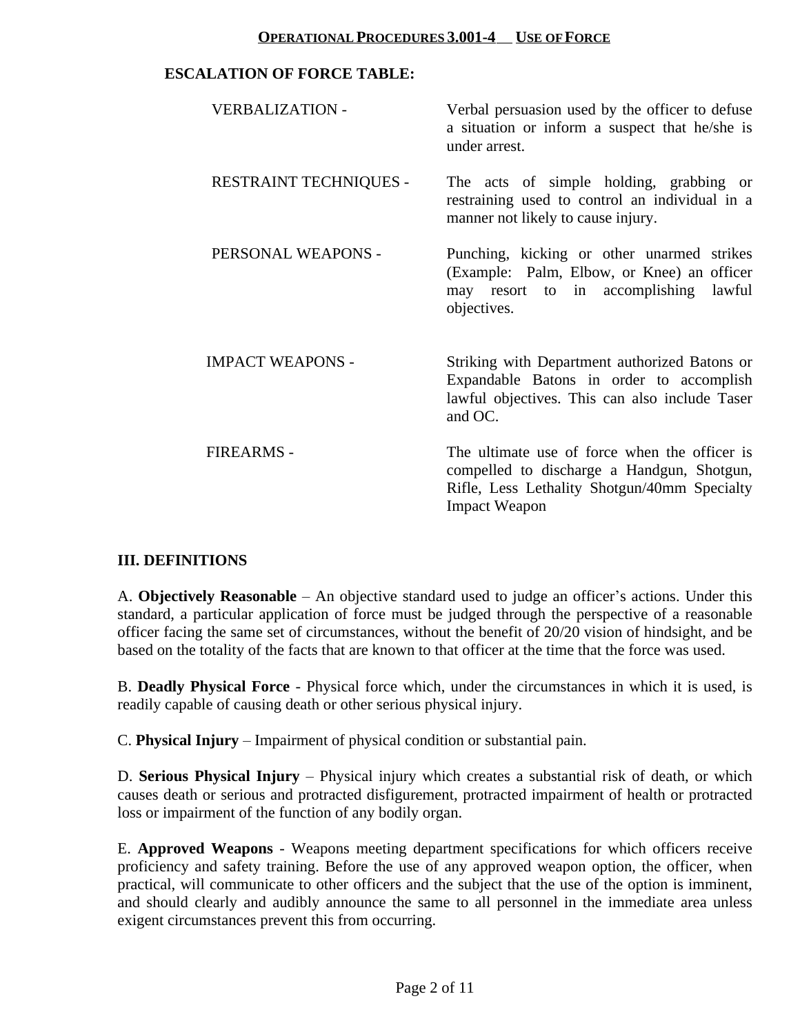**ESCALATION OF FORCE TABLE:**

| | |
|---|---|
| VERBALIZATION - | Verbal persuasion used by the officer to defuse a situation or inform a suspect that he/she is under arrest. |
| RESTRAINT TECHNIQUES - | The acts of simple holding, grabbing or restraining used to control an individual in a manner not likely to cause injury. |
| PERSONAL WEAPONS - | Punching, kicking or other unarmed strikes (Example: Palm, Elbow, or Knee) an officer may resort to in accomplishing lawful objectives. |
| IMPACT WEAPONS - | Striking with Department authorized Batons or Expandable Batons in order to accomplish lawful objectives. This can also include Taser and OC. |
| FIREARMS - | The ultimate use of force when the officer is compelled to discharge a Handgun, Shotgun, Rifle, Less Lethality Shotgun/40mm Specialty Impact Weapon |

## III. DEFINITIONS

A. **Objectively Reasonable** – An objective standard used to judge an officer's actions. Under this standard, a particular application of force must be judged through the perspective of a reasonable officer facing the same set of circumstances, without the benefit of 20/20 vision of hindsight, and be based on the totality of the facts that are known to that officer at the time that the force was used.

B. **Deadly Physical Force** - Physical force which, under the circumstances in which it is used, is readily capable of causing death or other serious physical injury.

C. **Physical Injury** – Impairment of physical condition or substantial pain.

D. **Serious Physical Injury** – Physical injury which creates a substantial risk of death, or which causes death or serious and protracted disfigurement, protracted impairment of health or protracted loss or impairment of the function of any bodily organ.

E. **Approved Weapons** - Weapons meeting department specifications for which officers receive proficiency and safety training. Before the use of any approved weapon option, the officer, when practical, will communicate to other officers and the subject that the use of the option is imminent, and should clearly and audibly announce the same to all personnel in the immediate area unless exigent circumstances prevent this from occurring.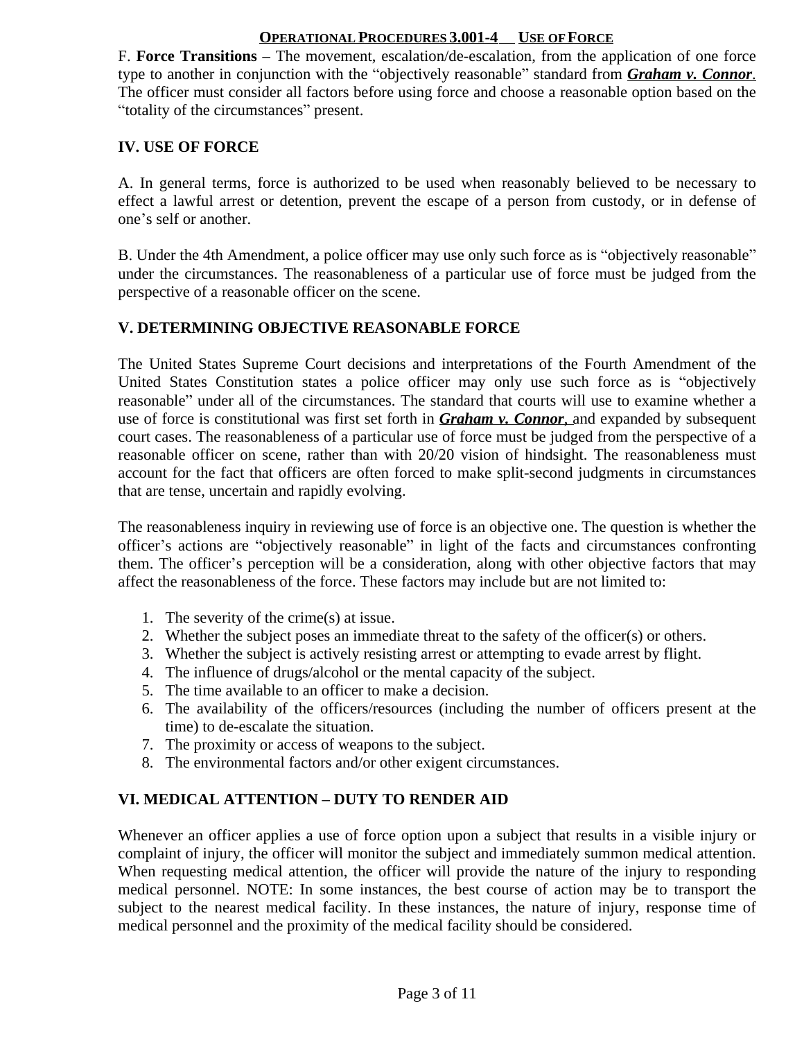F. **Force Transitions –** The movement, escalation/de-escalation, from the application of one force type to another in conjunction with the "objectively reasonable" standard from ***Graham v. Connor***. The officer must consider all factors before using force and choose a reasonable option based on the "totality of the circumstances" present.

## IV. USE OF FORCE

A. In general terms, force is authorized to be used when reasonably believed to be necessary to effect a lawful arrest or detention, prevent the escape of a person from custody, or in defense of one's self or another.

B. Under the 4th Amendment, a police officer may use only such force as is "objectively reasonable" under the circumstances. The reasonableness of a particular use of force must be judged from the perspective of a reasonable officer on the scene.

## V. DETERMINING OBJECTIVE REASONABLE FORCE

The United States Supreme Court decisions and interpretations of the Fourth Amendment of the United States Constitution states a police officer may only use such force as is "objectively reasonable" under all of the circumstances. The standard that courts will use to examine whether a use of force is constitutional was first set forth in ***Graham v. Connor***, and expanded by subsequent court cases. The reasonableness of a particular use of force must be judged from the perspective of a reasonable officer on scene, rather than with 20/20 vision of hindsight. The reasonableness must account for the fact that officers are often forced to make split-second judgments in circumstances that are tense, uncertain and rapidly evolving.

The reasonableness inquiry in reviewing use of force is an objective one. The question is whether the officer's actions are "objectively reasonable" in light of the facts and circumstances confronting them. The officer's perception will be a consideration, along with other objective factors that may affect the reasonableness of the force. These factors may include but are not limited to:

1. The severity of the crime(s) at issue.
2. Whether the subject poses an immediate threat to the safety of the officer(s) or others.
3. Whether the subject is actively resisting arrest or attempting to evade arrest by flight.
4. The influence of drugs/alcohol or the mental capacity of the subject.
5. The time available to an officer to make a decision.
6. The availability of the officers/resources (including the number of officers present at the time) to de-escalate the situation.
7. The proximity or access of weapons to the subject.
8. The environmental factors and/or other exigent circumstances.

## VI. MEDICAL ATTENTION – DUTY TO RENDER AID

Whenever an officer applies a use of force option upon a subject that results in a visible injury or complaint of injury, the officer will monitor the subject and immediately summon medical attention. When requesting medical attention, the officer will provide the nature of the injury to responding medical personnel. NOTE: In some instances, the best course of action may be to transport the subject to the nearest medical facility. In these instances, the nature of injury, response time of medical personnel and the proximity of the medical facility should be considered.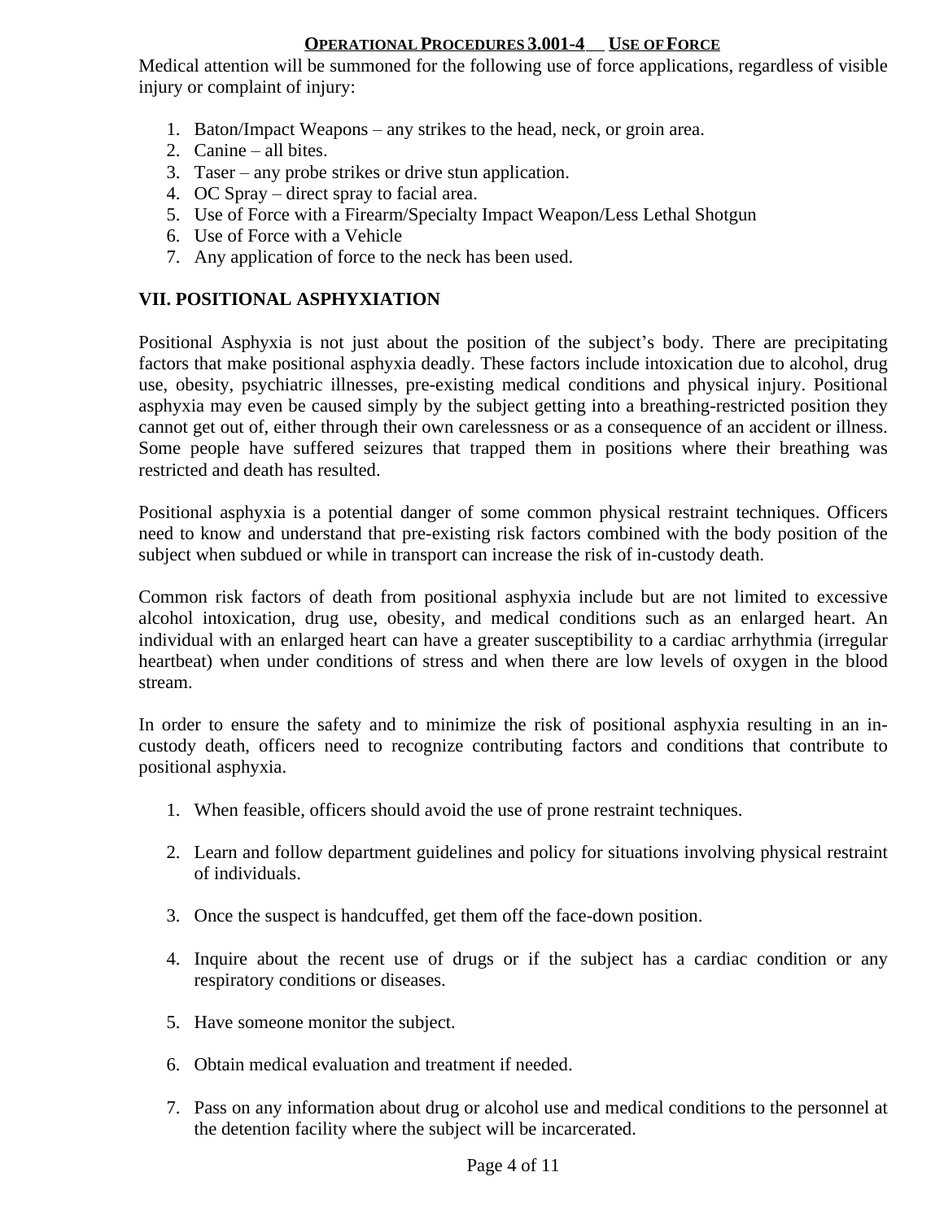Medical attention will be summoned for the following use of force applications, regardless of visible injury or complaint of injury:

1. Baton/Impact Weapons – any strikes to the head, neck, or groin area.
2. Canine – all bites.
3. Taser – any probe strikes or drive stun application.
4. OC Spray – direct spray to facial area.
5. Use of Force with a Firearm/Specialty Impact Weapon/Less Lethal Shotgun
6. Use of Force with a Vehicle
7. Any application of force to the neck has been used.

## VII. POSITIONAL ASPHYXIATION

Positional Asphyxia is not just about the position of the subject's body. There are precipitating factors that make positional asphyxia deadly. These factors include intoxication due to alcohol, drug use, obesity, psychiatric illnesses, pre-existing medical conditions and physical injury. Positional asphyxia may even be caused simply by the subject getting into a breathing-restricted position they cannot get out of, either through their own carelessness or as a consequence of an accident or illness. Some people have suffered seizures that trapped them in positions where their breathing was restricted and death has resulted.

Positional asphyxia is a potential danger of some common physical restraint techniques. Officers need to know and understand that pre-existing risk factors combined with the body position of the subject when subdued or while in transport can increase the risk of in-custody death.

Common risk factors of death from positional asphyxia include but are not limited to excessive alcohol intoxication, drug use, obesity, and medical conditions such as an enlarged heart. An individual with an enlarged heart can have a greater susceptibility to a cardiac arrhythmia (irregular heartbeat) when under conditions of stress and when there are low levels of oxygen in the blood stream.

In order to ensure the safety and to minimize the risk of positional asphyxia resulting in an in-custody death, officers need to recognize contributing factors and conditions that contribute to positional asphyxia.

1. When feasible, officers should avoid the use of prone restraint techniques.

2. Learn and follow department guidelines and policy for situations involving physical restraint of individuals.

3. Once the suspect is handcuffed, get them off the face-down position.

4. Inquire about the recent use of drugs or if the subject has a cardiac condition or any respiratory conditions or diseases.

5. Have someone monitor the subject.

6. Obtain medical evaluation and treatment if needed.

7. Pass on any information about drug or alcohol use and medical conditions to the personnel at the detention facility where the subject will be incarcerated.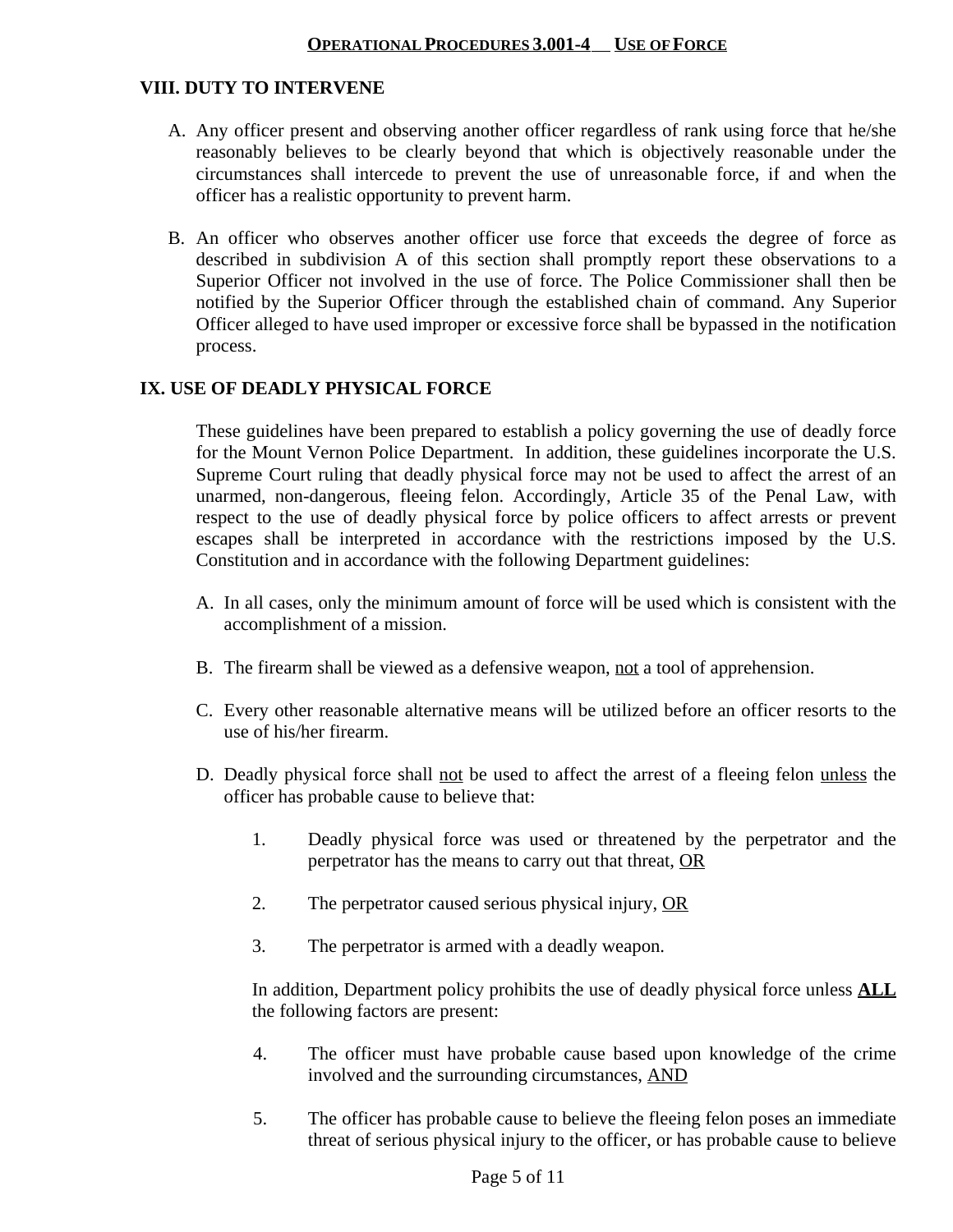## VIII. DUTY TO INTERVENE

A. Any officer present and observing another officer regardless of rank using force that he/she reasonably believes to be clearly beyond that which is objectively reasonable under the circumstances shall intercede to prevent the use of unreasonable force, if and when the officer has a realistic opportunity to prevent harm.

B. An officer who observes another officer use force that exceeds the degree of force as described in subdivision A of this section shall promptly report these observations to a Superior Officer not involved in the use of force. The Police Commissioner shall then be notified by the Superior Officer through the established chain of command. Any Superior Officer alleged to have used improper or excessive force shall be bypassed in the notification process.

## IX. USE OF DEADLY PHYSICAL FORCE

These guidelines have been prepared to establish a policy governing the use of deadly force for the Mount Vernon Police Department. In addition, these guidelines incorporate the U.S. Supreme Court ruling that deadly physical force may not be used to affect the arrest of an unarmed, non-dangerous, fleeing felon. Accordingly, Article 35 of the Penal Law, with respect to the use of deadly physical force by police officers to affect arrests or prevent escapes shall be interpreted in accordance with the restrictions imposed by the U.S. Constitution and in accordance with the following Department guidelines:

A. In all cases, only the minimum amount of force will be used which is consistent with the accomplishment of a mission.

B. The firearm shall be viewed as a defensive weapon, <u>not</u> a tool of apprehension.

C. Every other reasonable alternative means will be utilized before an officer resorts to the use of his/her firearm.

D. Deadly physical force shall <u>not</u> be used to affect the arrest of a fleeing felon <u>unless</u> the officer has probable cause to believe that:

   1. Deadly physical force was used or threatened by the perpetrator and the perpetrator has the means to carry out that threat, <u>OR</u>

   2. The perpetrator caused serious physical injury, <u>OR</u>

   3. The perpetrator is armed with a deadly weapon.

   In addition, Department policy prohibits the use of deadly physical force unless **<u>ALL</u>** the following factors are present:

   4. The officer must have probable cause based upon knowledge of the crime involved and the surrounding circumstances, <u>AND</u>

   5. The officer has probable cause to believe the fleeing felon poses an immediate threat of serious physical injury to the officer, or has probable cause to believe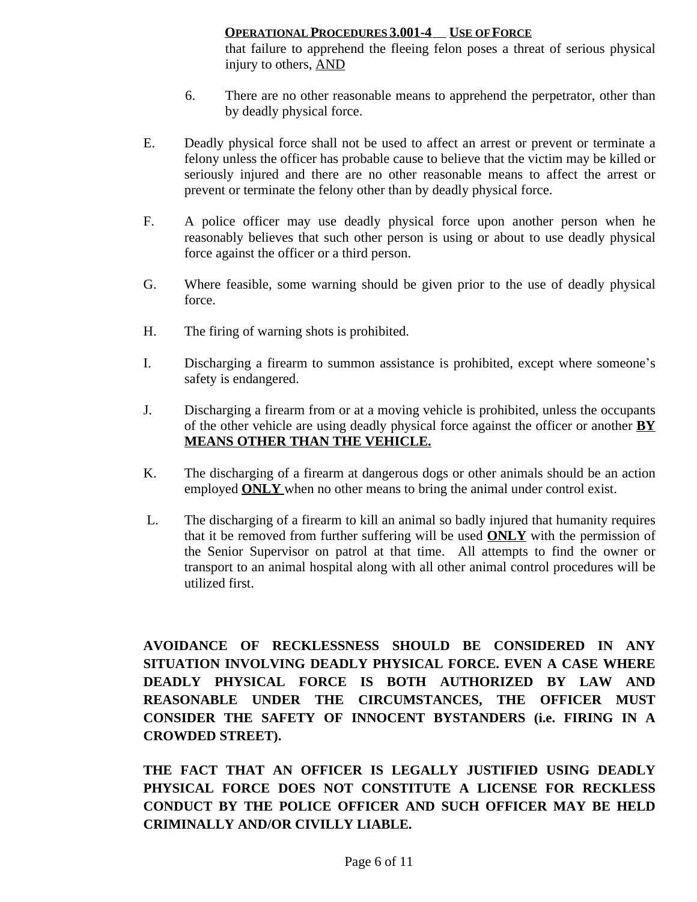that failure to apprehend the fleeing felon poses a threat of serious physical injury to others, AND

6. There are no other reasonable means to apprehend the perpetrator, other than by deadly physical force.

E. Deadly physical force shall not be used to affect an arrest or prevent or terminate a felony unless the officer has probable cause to believe that the victim may be killed or seriously injured and there are no other reasonable means to affect the arrest or prevent or terminate the felony other than by deadly physical force.

F. A police officer may use deadly physical force upon another person when he reasonably believes that such other person is using or about to use deadly physical force against the officer or a third person.

G. Where feasible, some warning should be given prior to the use of deadly physical force.

H. The firing of warning shots is prohibited.

I. Discharging a firearm to summon assistance is prohibited, except where someone's safety is endangered.

J. Discharging a firearm from or at a moving vehicle is prohibited, unless the occupants of the other vehicle are using deadly physical force against the officer or another **BY MEANS OTHER THAN THE VEHICLE.**

K. The discharging of a firearm at dangerous dogs or other animals should be an action employed **ONLY** when no other means to bring the animal under control exist.

L. The discharging of a firearm to kill an animal so badly injured that humanity requires that it be removed from further suffering will be used **ONLY** with the permission of the Senior Supervisor on patrol at that time. All attempts to find the owner or transport to an animal hospital along with all other animal control procedures will be utilized first.

**AVOIDANCE OF RECKLESSNESS SHOULD BE CONSIDERED IN ANY SITUATION INVOLVING DEADLY PHYSICAL FORCE. EVEN A CASE WHERE DEADLY PHYSICAL FORCE IS BOTH AUTHORIZED BY LAW AND REASONABLE UNDER THE CIRCUMSTANCES, THE OFFICER MUST CONSIDER THE SAFETY OF INNOCENT BYSTANDERS (i.e. FIRING IN A CROWDED STREET).**

**THE FACT THAT AN OFFICER IS LEGALLY JUSTIFIED USING DEADLY PHYSICAL FORCE DOES NOT CONSTITUTE A LICENSE FOR RECKLESS CONDUCT BY THE POLICE OFFICER AND SUCH OFFICER MAY BE HELD CRIMINALLY AND/OR CIVILLY LIABLE.**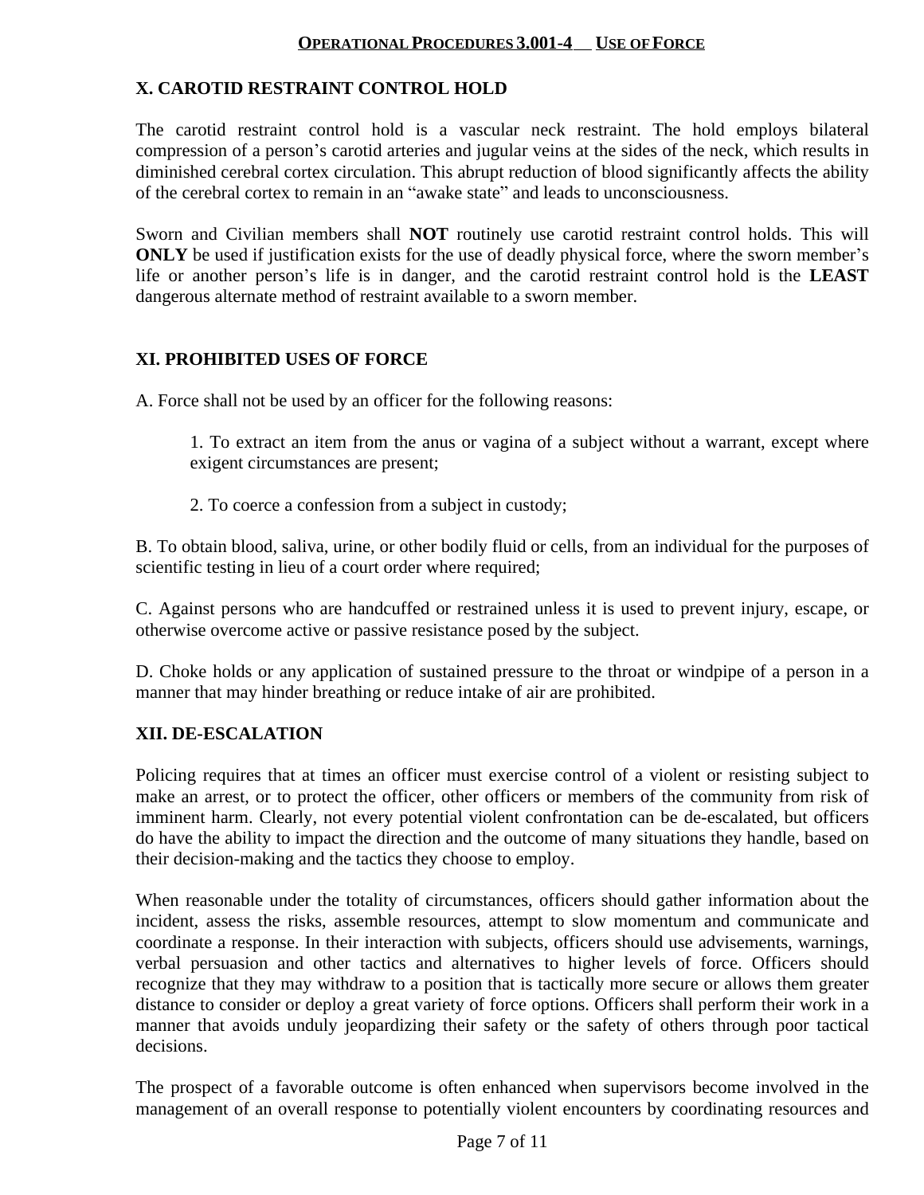## X. CAROTID RESTRAINT CONTROL HOLD

The carotid restraint control hold is a vascular neck restraint. The hold employs bilateral compression of a person's carotid arteries and jugular veins at the sides of the neck, which results in diminished cerebral cortex circulation. This abrupt reduction of blood significantly affects the ability of the cerebral cortex to remain in an "awake state" and leads to unconsciousness.

Sworn and Civilian members shall **NOT** routinely use carotid restraint control holds. This will **ONLY** be used if justification exists for the use of deadly physical force, where the sworn member's life or another person's life is in danger, and the carotid restraint control hold is the **LEAST** dangerous alternate method of restraint available to a sworn member.

## XI. PROHIBITED USES OF FORCE

A. Force shall not be used by an officer for the following reasons:

1. To extract an item from the anus or vagina of a subject without a warrant, except where exigent circumstances are present;

2. To coerce a confession from a subject in custody;

B. To obtain blood, saliva, urine, or other bodily fluid or cells, from an individual for the purposes of scientific testing in lieu of a court order where required;

C. Against persons who are handcuffed or restrained unless it is used to prevent injury, escape, or otherwise overcome active or passive resistance posed by the subject.

D. Choke holds or any application of sustained pressure to the throat or windpipe of a person in a manner that may hinder breathing or reduce intake of air are prohibited.

## XII. DE-ESCALATION

Policing requires that at times an officer must exercise control of a violent or resisting subject to make an arrest, or to protect the officer, other officers or members of the community from risk of imminent harm. Clearly, not every potential violent confrontation can be de-escalated, but officers do have the ability to impact the direction and the outcome of many situations they handle, based on their decision-making and the tactics they choose to employ.

When reasonable under the totality of circumstances, officers should gather information about the incident, assess the risks, assemble resources, attempt to slow momentum and communicate and coordinate a response. In their interaction with subjects, officers should use advisements, warnings, verbal persuasion and other tactics and alternatives to higher levels of force. Officers should recognize that they may withdraw to a position that is tactically more secure or allows them greater distance to consider or deploy a great variety of force options. Officers shall perform their work in a manner that avoids unduly jeopardizing their safety or the safety of others through poor tactical decisions.

The prospect of a favorable outcome is often enhanced when supervisors become involved in the management of an overall response to potentially violent encounters by coordinating resources and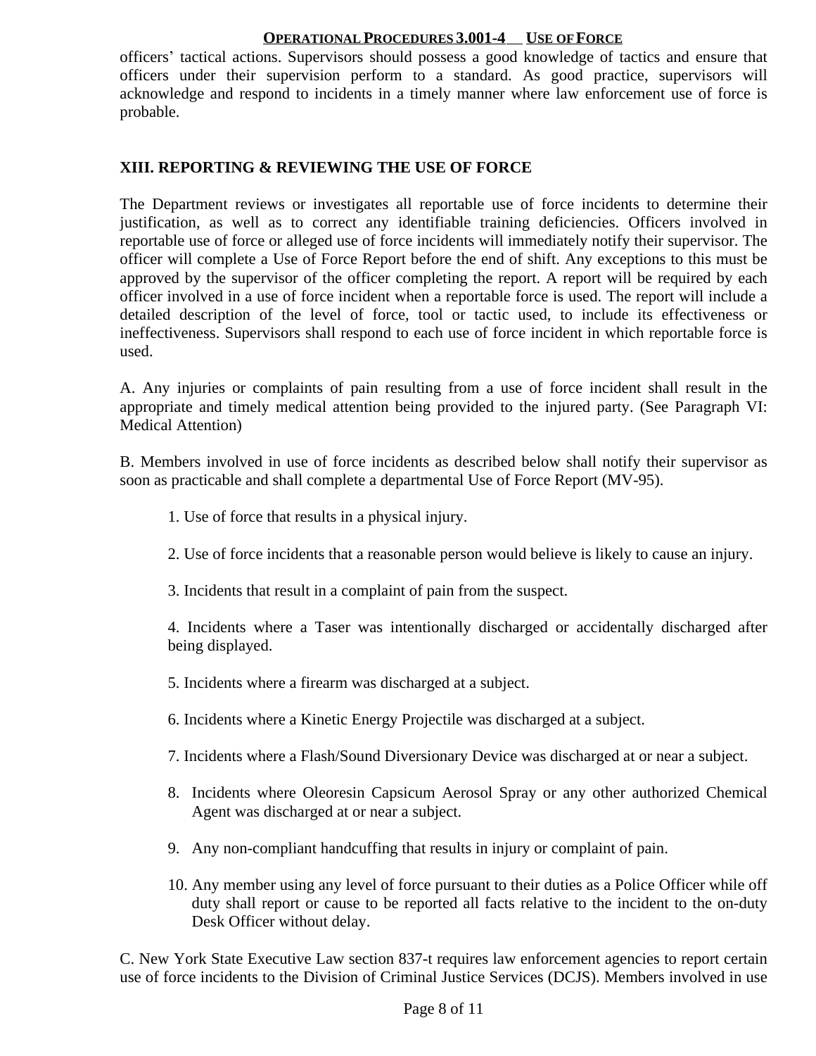officers' tactical actions. Supervisors should possess a good knowledge of tactics and ensure that officers under their supervision perform to a standard. As good practice, supervisors will acknowledge and respond to incidents in a timely manner where law enforcement use of force is probable.

## XIII. REPORTING & REVIEWING THE USE OF FORCE

The Department reviews or investigates all reportable use of force incidents to determine their justification, as well as to correct any identifiable training deficiencies. Officers involved in reportable use of force or alleged use of force incidents will immediately notify their supervisor. The officer will complete a Use of Force Report before the end of shift. Any exceptions to this must be approved by the supervisor of the officer completing the report. A report will be required by each officer involved in a use of force incident when a reportable force is used. The report will include a detailed description of the level of force, tool or tactic used, to include its effectiveness or ineffectiveness. Supervisors shall respond to each use of force incident in which reportable force is used.

A. Any injuries or complaints of pain resulting from a use of force incident shall result in the appropriate and timely medical attention being provided to the injured party. (See Paragraph VI: Medical Attention)

B. Members involved in use of force incidents as described below shall notify their supervisor as soon as practicable and shall complete a departmental Use of Force Report (MV-95).

1. Use of force that results in a physical injury.
2. Use of force incidents that a reasonable person would believe is likely to cause an injury.
3. Incidents that result in a complaint of pain from the suspect.
4. Incidents where a Taser was intentionally discharged or accidentally discharged after being displayed.
5. Incidents where a firearm was discharged at a subject.
6. Incidents where a Kinetic Energy Projectile was discharged at a subject.
7. Incidents where a Flash/Sound Diversionary Device was discharged at or near a subject.
8. Incidents where Oleoresin Capsicum Aerosol Spray or any other authorized Chemical Agent was discharged at or near a subject.
9. Any non-compliant handcuffing that results in injury or complaint of pain.
10. Any member using any level of force pursuant to their duties as a Police Officer while off duty shall report or cause to be reported all facts relative to the incident to the on-duty Desk Officer without delay.

C. New York State Executive Law section 837-t requires law enforcement agencies to report certain use of force incidents to the Division of Criminal Justice Services (DCJS). Members involved in use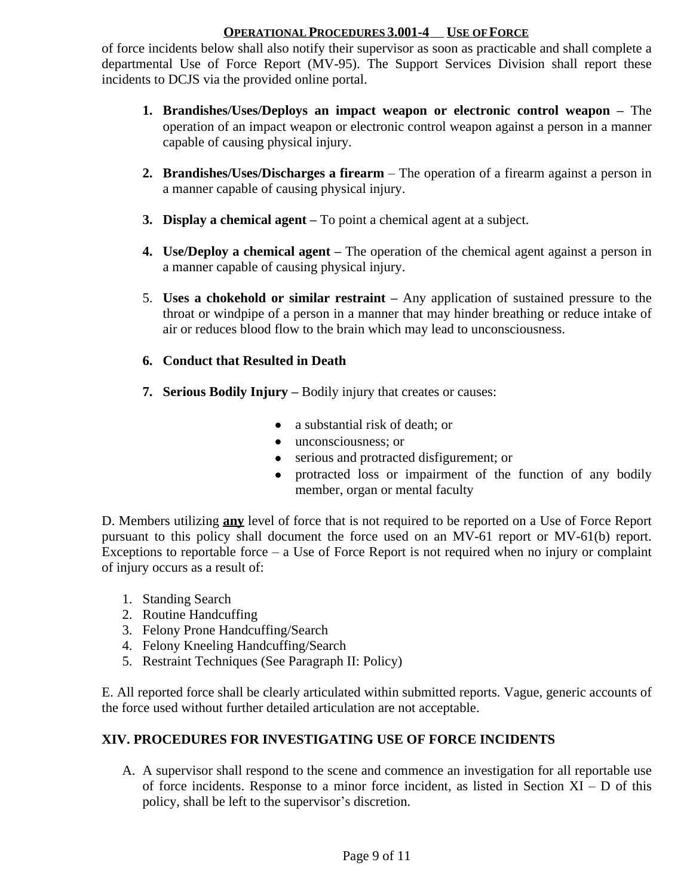of force incidents below shall also notify their supervisor as soon as practicable and shall complete a departmental Use of Force Report (MV-95). The Support Services Division shall report these incidents to DCJS via the provided online portal.

1. **Brandishes/Uses/Deploys an impact weapon or electronic control weapon –** The operation of an impact weapon or electronic control weapon against a person in a manner capable of causing physical injury.

2. **Brandishes/Uses/Discharges a firearm** – The operation of a firearm against a person in a manner capable of causing physical injury.

3. **Display a chemical agent –** To point a chemical agent at a subject.

4. **Use/Deploy a chemical agent –** The operation of the chemical agent against a person in a manner capable of causing physical injury.

5. **Uses a chokehold or similar restraint –** Any application of sustained pressure to the throat or windpipe of a person in a manner that may hinder breathing or reduce intake of air or reduces blood flow to the brain which may lead to unconsciousness.

6. **Conduct that Resulted in Death**

7. **Serious Bodily Injury –** Bodily injury that creates or causes:

   - a substantial risk of death; or
   - unconsciousness; or
   - serious and protracted disfigurement; or
   - protracted loss or impairment of the function of any bodily member, organ or mental faculty

D. Members utilizing **<u>any</u>** level of force that is not required to be reported on a Use of Force Report pursuant to this policy shall document the force used on an MV-61 report or MV-61(b) report. Exceptions to reportable force – a Use of Force Report is not required when no injury or complaint of injury occurs as a result of:

1. Standing Search
2. Routine Handcuffing
3. Felony Prone Handcuffing/Search
4. Felony Kneeling Handcuffing/Search
5. Restraint Techniques (See Paragraph II: Policy)

E. All reported force shall be clearly articulated within submitted reports. Vague, generic accounts of the force used without further detailed articulation are not acceptable.

## XIV. PROCEDURES FOR INVESTIGATING USE OF FORCE INCIDENTS

A. A supervisor shall respond to the scene and commence an investigation for all reportable use of force incidents. Response to a minor force incident, as listed in Section XI – D of this policy, shall be left to the supervisor's discretion.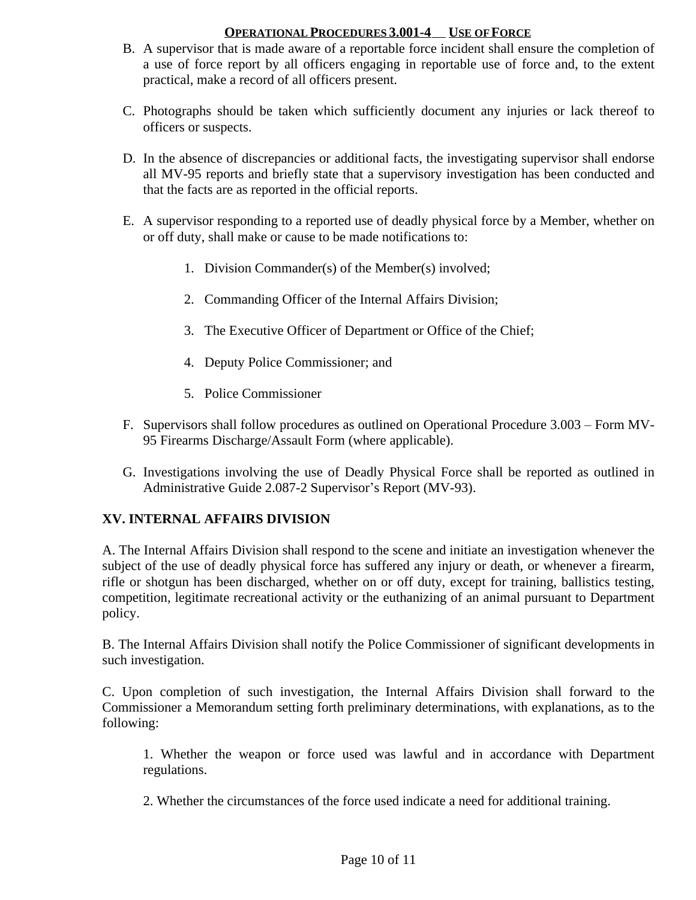B. A supervisor that is made aware of a reportable force incident shall ensure the completion of a use of force report by all officers engaging in reportable use of force and, to the extent practical, make a record of all officers present.

C. Photographs should be taken which sufficiently document any injuries or lack thereof to officers or suspects.

D. In the absence of discrepancies or additional facts, the investigating supervisor shall endorse all MV-95 reports and briefly state that a supervisory investigation has been conducted and that the facts are as reported in the official reports.

E. A supervisor responding to a reported use of deadly physical force by a Member, whether on or off duty, shall make or cause to be made notifications to:

1. Division Commander(s) of the Member(s) involved;
2. Commanding Officer of the Internal Affairs Division;
3. The Executive Officer of Department or Office of the Chief;
4. Deputy Police Commissioner; and
5. Police Commissioner

F. Supervisors shall follow procedures as outlined on Operational Procedure 3.003 – Form MV-95 Firearms Discharge/Assault Form (where applicable).

G. Investigations involving the use of Deadly Physical Force shall be reported as outlined in Administrative Guide 2.087-2 Supervisor's Report (MV-93).

## XV. INTERNAL AFFAIRS DIVISION

A. The Internal Affairs Division shall respond to the scene and initiate an investigation whenever the subject of the use of deadly physical force has suffered any injury or death, or whenever a firearm, rifle or shotgun has been discharged, whether on or off duty, except for training, ballistics testing, competition, legitimate recreational activity or the euthanizing of an animal pursuant to Department policy.

B. The Internal Affairs Division shall notify the Police Commissioner of significant developments in such investigation.

C. Upon completion of such investigation, the Internal Affairs Division shall forward to the Commissioner a Memorandum setting forth preliminary determinations, with explanations, as to the following:

1. Whether the weapon or force used was lawful and in accordance with Department regulations.

2. Whether the circumstances of the force used indicate a need for additional training.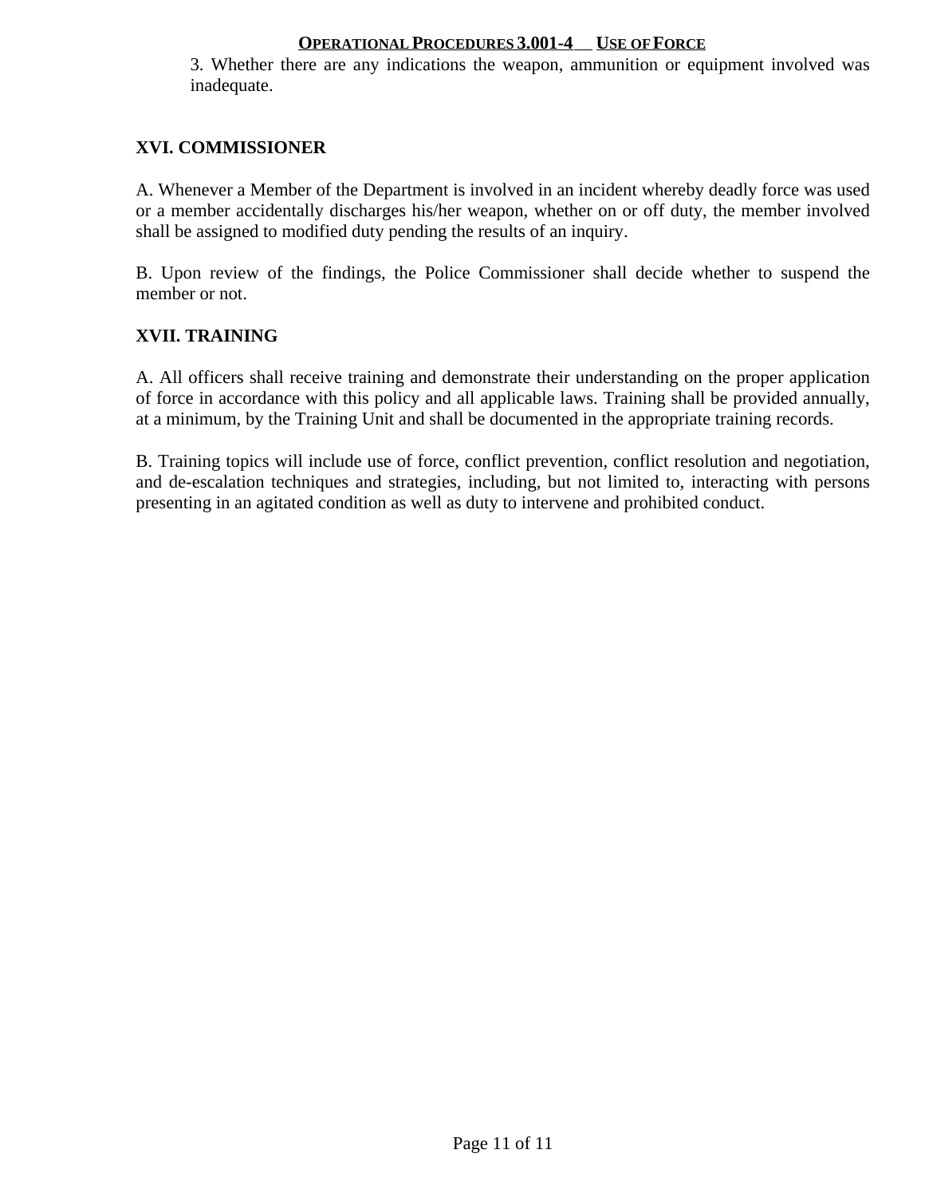3. Whether there are any indications the weapon, ammunition or equipment involved was inadequate.

## XVI. COMMISSIONER

A. Whenever a Member of the Department is involved in an incident whereby deadly force was used or a member accidentally discharges his/her weapon, whether on or off duty, the member involved shall be assigned to modified duty pending the results of an inquiry.

B. Upon review of the findings, the Police Commissioner shall decide whether to suspend the member or not.

## XVII. TRAINING

A. All officers shall receive training and demonstrate their understanding on the proper application of force in accordance with this policy and all applicable laws. Training shall be provided annually, at a minimum, by the Training Unit and shall be documented in the appropriate training records.

B. Training topics will include use of force, conflict prevention, conflict resolution and negotiation, and de-escalation techniques and strategies, including, but not limited to, interacting with persons presenting in an agitated condition as well as duty to intervene and prohibited conduct.